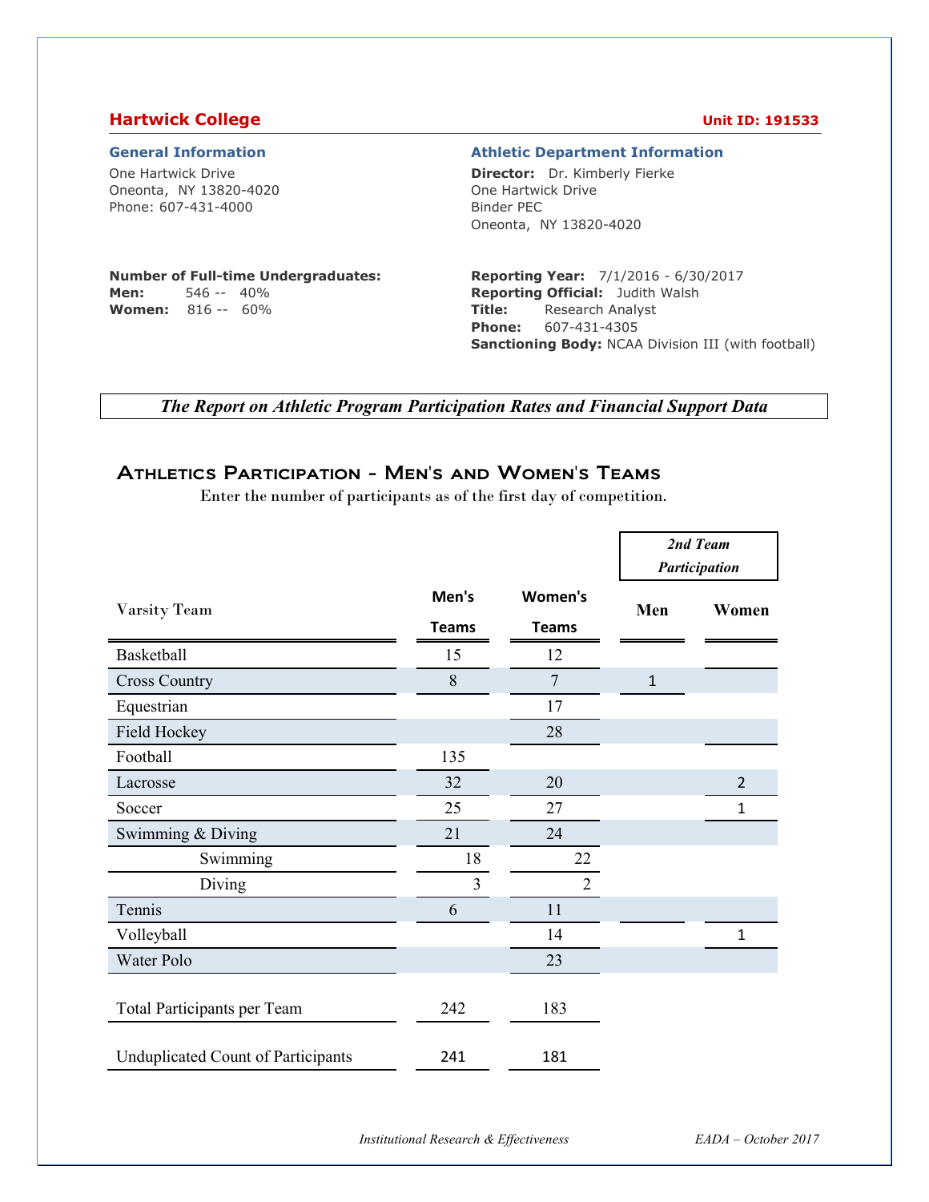## Hartwick College

**Unit ID: 191533**

### General Information

One Hartwick Drive
Oneonta, NY 13820-4020
Phone: 607-431-4000

### Athletic Department Information

**Director:** Dr. Kimberly Fierke
One Hartwick Drive
Binder PEC
Oneonta, NY 13820-4020

**Number of Full-time Undergraduates:**
**Men:** 546 -- 40%
**Women:** 816 -- 60%

**Reporting Year:** 7/1/2016 - 6/30/2017
**Reporting Official:** Judith Walsh
**Title:** Research Analyst
**Phone:** 607-431-4305
**Sanctioning Body:** NCAA Division III (with football)

***The Report on Athletic Program Participation Rates and Financial Support Data***

## Athletics Participation - Men's and Women's Teams

Enter the number of participants as of the first day of competition.

| Varsity Team | Men's Teams | Women's Teams | 2nd Team Participation Men | 2nd Team Participation Women |
|---|---|---|---|---|
| Basketball | 15 | 12 | | |
| Cross Country | 8 | 7 | 1 | |
| Equestrian | | 17 | | |
| Field Hockey | | 28 | | |
| Football | 135 | | | |
| Lacrosse | 32 | 20 | | 2 |
| Soccer | 25 | 27 | | 1 |
| Swimming & Diving | 21 | 24 | | |
| Swimming | 18 | 22 | | |
| Diving | 3 | 2 | | |
| Tennis | 6 | 11 | | |
| Volleyball | | 14 | | 1 |
| Water Polo | | 23 | | |
| Total Participants per Team | 242 | 183 | | |
| Unduplicated Count of Participants | 241 | 181 | | |

*Institutional Research & Effectiveness* *EADA – October 2017*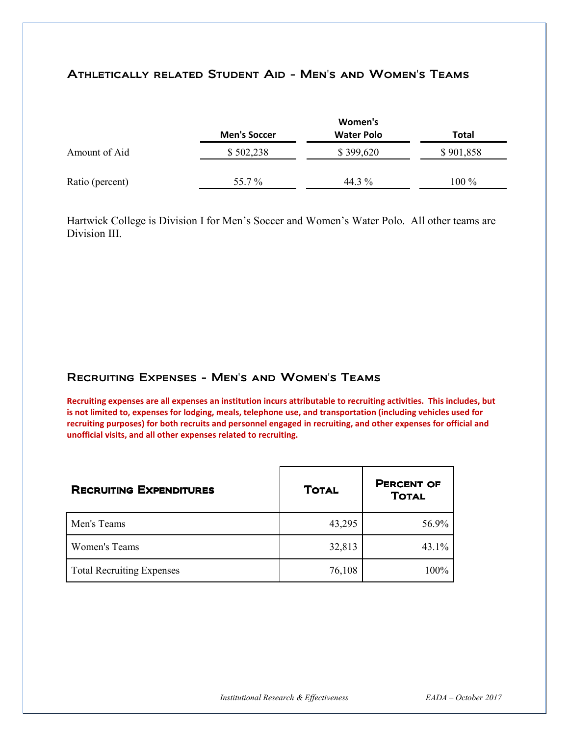## Athletically related Student Aid - Men's and Women's Teams

| | Men's Soccer | Women's Water Polo | Total |
|---|---|---|---|
| Amount of Aid | $ 502,238 | $ 399,620 | $ 901,858 |
| Ratio (percent) | 55.7 % | 44.3 % | 100 % |

Hartwick College is Division I for Men's Soccer and Women's Water Polo. All other teams are Division III.

## Recruiting Expenses - Men's and Women's Teams

**Recruiting expenses are all expenses an institution incurs attributable to recruiting activities. This includes, but is not limited to, expenses for lodging, meals, telephone use, and transportation (including vehicles used for recruiting purposes) for both recruits and personnel engaged in recruiting, and other expenses for official and unofficial visits, and all other expenses related to recruiting.**

| Recruiting Expenditures | Total | Percent of Total |
|---|---|---|
| Men's Teams | 43,295 | 56.9% |
| Women's Teams | 32,813 | 43.1% |
| Total Recruiting Expenses | 76,108 | 100% |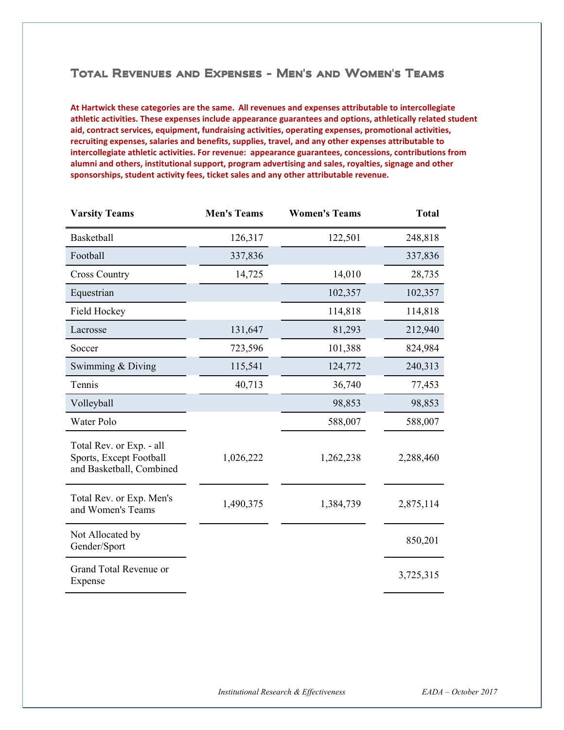## Total Revenues and Expenses - Men's and Women's Teams

**At Hartwick these categories are the same. All revenues and expenses attributable to intercollegiate athletic activities. These expenses include appearance guarantees and options, athletically related student aid, contract services, equipment, fundraising activities, operating expenses, promotional activities, recruiting expenses, salaries and benefits, supplies, travel, and any other expenses attributable to intercollegiate athletic activities. For revenue: appearance guarantees, concessions, contributions from alumni and others, institutional support, program advertising and sales, royalties, signage and other sponsorships, student activity fees, ticket sales and any other attributable revenue.**

| Varsity Teams | Men's Teams | Women's Teams | Total |
|---|---|---|---|
| Basketball | 126,317 | 122,501 | 248,818 |
| Football | 337,836 | | 337,836 |
| Cross Country | 14,725 | 14,010 | 28,735 |
| Equestrian | | 102,357 | 102,357 |
| Field Hockey | | 114,818 | 114,818 |
| Lacrosse | 131,647 | 81,293 | 212,940 |
| Soccer | 723,596 | 101,388 | 824,984 |
| Swimming & Diving | 115,541 | 124,772 | 240,313 |
| Tennis | 40,713 | 36,740 | 77,453 |
| Volleyball | | 98,853 | 98,853 |
| Water Polo | | 588,007 | 588,007 |
| Total Rev. or Exp. - all Sports, Except Football and Basketball, Combined | 1,026,222 | 1,262,238 | 2,288,460 |
| Total Rev. or Exp. Men's and Women's Teams | 1,490,375 | 1,384,739 | 2,875,114 |
| Not Allocated by Gender/Sport | | | 850,201 |
| Grand Total Revenue or Expense | | | 3,725,315 |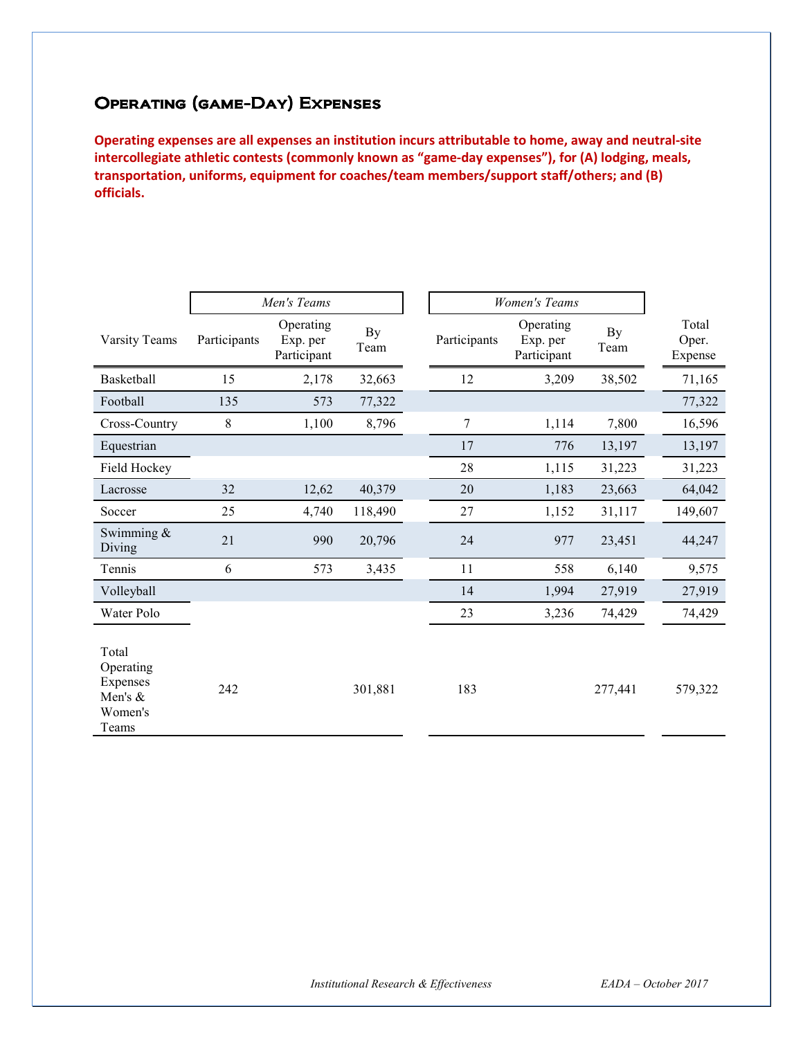## Operating (game-Day) Expenses

**Operating expenses are all expenses an institution incurs attributable to home, away and neutral-site intercollegiate athletic contests (commonly known as "game-day expenses"), for (A) lodging, meals, transportation, uniforms, equipment for coaches/team members/support staff/others; and (B) officials.**

| | *Men's Teams* | | | *Women's Teams* | | | |
|---|---|---|---|---|---|---|---|
| Varsity Teams | Participants | Operating Exp. per Participant | By Team | Participants | Operating Exp. per Participant | By Team | Total Oper. Expense |
| Basketball | 15 | 2,178 | 32,663 | 12 | 3,209 | 38,502 | 71,165 |
| Football | 135 | 573 | 77,322 | | | | 77,322 |
| Cross-Country | 8 | 1,100 | 8,796 | 7 | 1,114 | 7,800 | 16,596 |
| Equestrian | | | | 17 | 776 | 13,197 | 13,197 |
| Field Hockey | | | | 28 | 1,115 | 31,223 | 31,223 |
| Lacrosse | 32 | 12,62 | 40,379 | 20 | 1,183 | 23,663 | 64,042 |
| Soccer | 25 | 4,740 | 118,490 | 27 | 1,152 | 31,117 | 149,607 |
| Swimming & Diving | 21 | 990 | 20,796 | 24 | 977 | 23,451 | 44,247 |
| Tennis | 6 | 573 | 3,435 | 11 | 558 | 6,140 | 9,575 |
| Volleyball | | | | 14 | 1,994 | 27,919 | 27,919 |
| Water Polo | | | | 23 | 3,236 | 74,429 | 74,429 |
| Total Operating Expenses Men's & Women's Teams | 242 | | 301,881 | 183 | | 277,441 | 579,322 |

*Institutional Research & Effectiveness* *EADA – October 2017*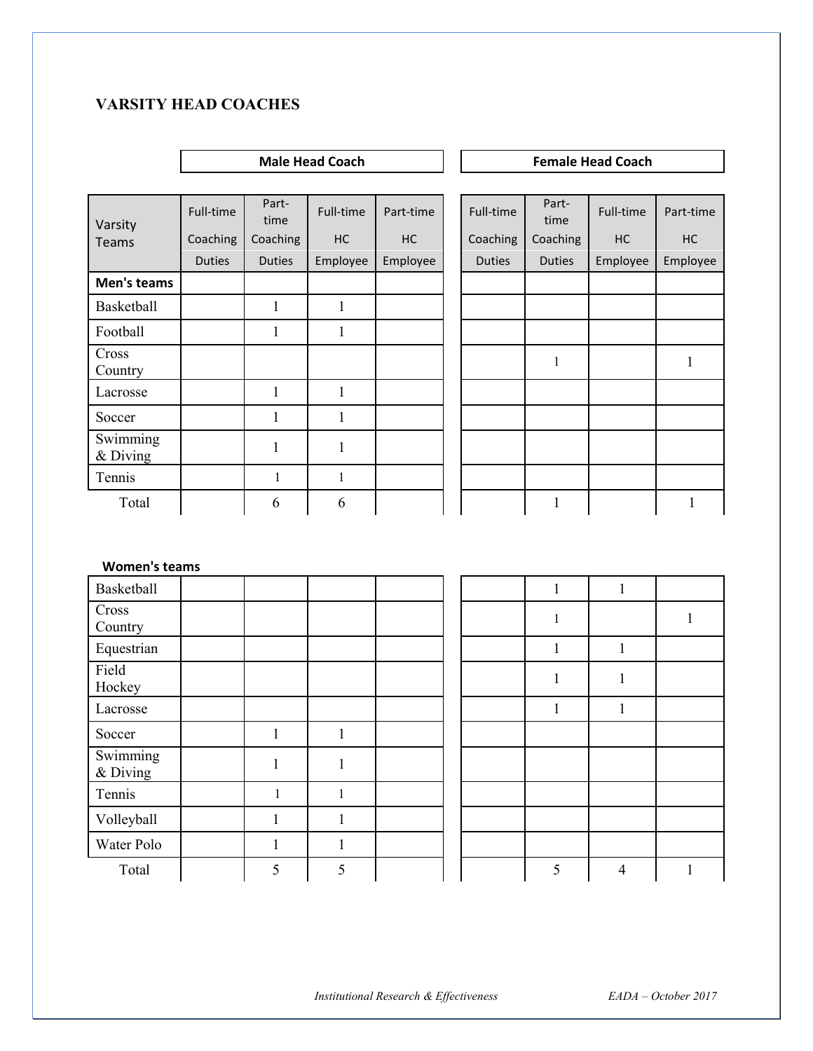## VARSITY HEAD COACHES

| Varsity Teams | Male Head Coach | | | | Female Head Coach | | | |
|---|---|---|---|---|---|---|---|---|
| | Full-time Coaching Duties | Part-time Coaching Duties | Full-time HC Employee | Part-time HC Employee | Full-time Coaching Duties | Part-time Coaching Duties | Full-time HC Employee | Part-time HC Employee |
| **Men's teams** | | | | | | | | |
| Basketball | | 1 | 1 | | | | | |
| Football | | 1 | 1 | | | | | |
| Cross Country | | | | | | 1 | | 1 |
| Lacrosse | | 1 | 1 | | | | | |
| Soccer | | 1 | 1 | | | | | |
| Swimming & Diving | | 1 | 1 | | | | | |
| Tennis | | 1 | 1 | | | | | |
| Total | | 6 | 6 | | | 1 | | 1 |

**Women's teams**

| Varsity Teams | Male Full-time Coaching Duties | Male Part-time Coaching Duties | Male Full-time HC Employee | Male Part-time HC Employee | Female Full-time Coaching Duties | Female Part-time Coaching Duties | Female Full-time HC Employee | Female Part-time HC Employee |
|---|---|---|---|---|---|---|---|---|
| Basketball | | | | | | 1 | 1 | |
| Cross Country | | | | | | 1 | | 1 |
| Equestrian | | | | | | 1 | 1 | |
| Field Hockey | | | | | | 1 | 1 | |
| Lacrosse | | | | | | 1 | 1 | |
| Soccer | | 1 | 1 | | | | | |
| Swimming & Diving | | 1 | 1 | | | | | |
| Tennis | | 1 | 1 | | | | | |
| Volleyball | | 1 | 1 | | | | | |
| Water Polo | | 1 | 1 | | | | | |
| Total | | 5 | 5 | | | 5 | 4 | 1 |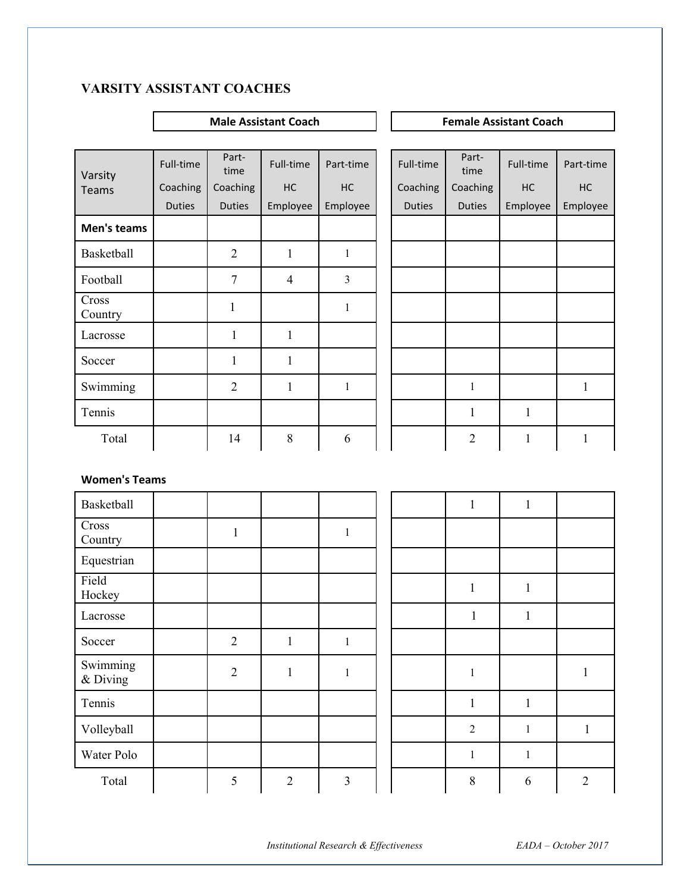## VARSITY ASSISTANT COACHES

| Varsity Teams | Male Assistant Coach | | | | Female Assistant Coach | | | |
|---|---|---|---|---|---|---|---|---|
| | Full-time Coaching Duties | Part-time Coaching Duties | Full-time HC Employee | Part-time HC Employee | Full-time Coaching Duties | Part-time Coaching Duties | Full-time HC Employee | Part-time HC Employee |
| **Men's teams** | | | | | | | | |
| Basketball | | 2 | 1 | 1 | | | | |
| Football | | 7 | 4 | 3 | | | | |
| Cross Country | | 1 | | 1 | | | | |
| Lacrosse | | 1 | 1 | | | | | |
| Soccer | | 1 | 1 | | | | | |
| Swimming | | 2 | 1 | 1 | | 1 | | 1 |
| Tennis | | | | | | 1 | 1 | |
| Total | | 14 | 8 | 6 | | 2 | 1 | 1 |
| **Women's Teams** | | | | | | | | |
| Basketball | | | | | | 1 | 1 | |
| Cross Country | | 1 | | 1 | | | | |
| Equestrian | | | | | | | | |
| Field Hockey | | | | | | 1 | 1 | |
| Lacrosse | | | | | | 1 | 1 | |
| Soccer | | 2 | 1 | 1 | | | | |
| Swimming & Diving | | 2 | 1 | 1 | | 1 | | 1 |
| Tennis | | | | | | 1 | 1 | |
| Volleyball | | | | | | 2 | 1 | 1 |
| Water Polo | | | | | | 1 | 1 | |
| Total | | 5 | 2 | 3 | | 8 | 6 | 2 |

*Institutional Research & Effectiveness* *EADA – October 2017*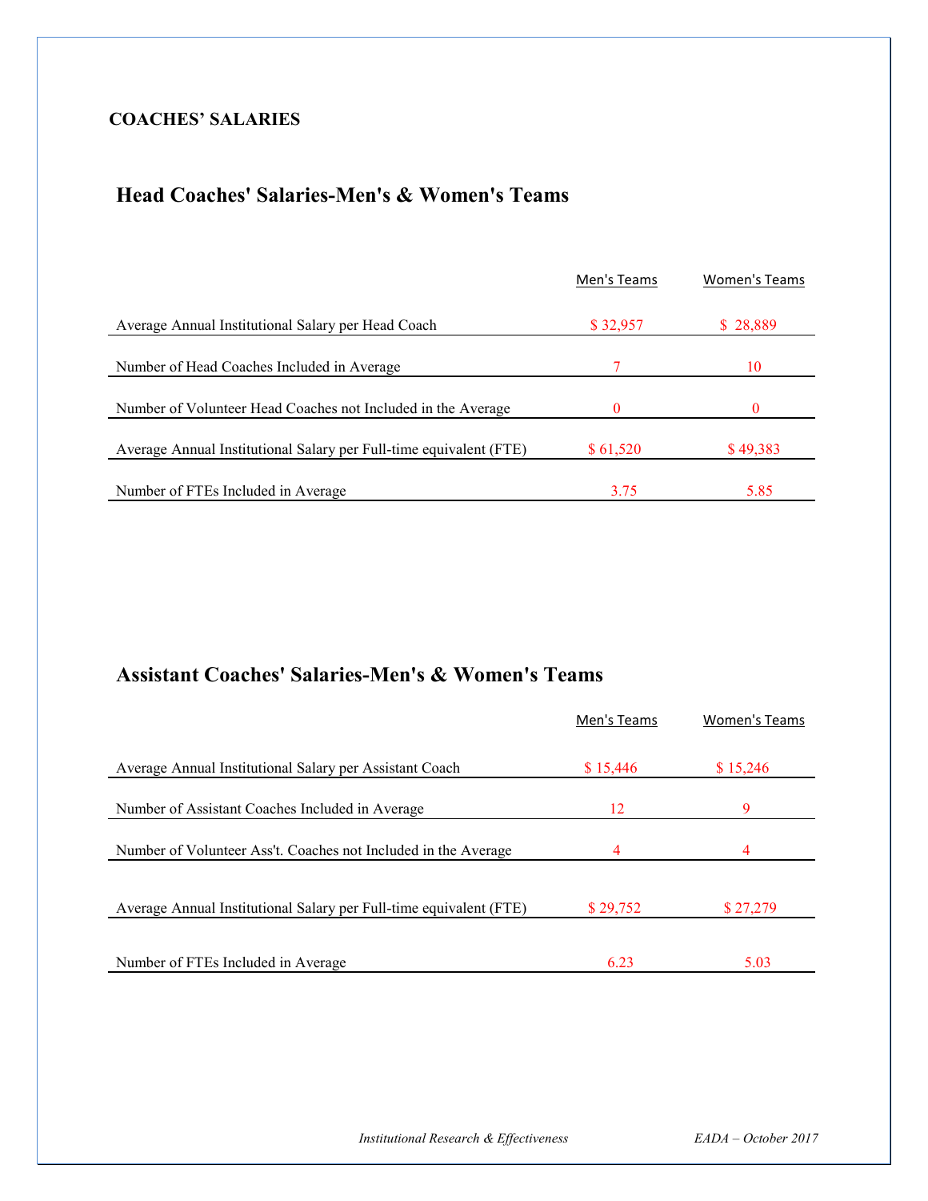**COACHES' SALARIES**

## Head Coaches' Salaries-Men's & Women's Teams

| | Men's Teams | Women's Teams |
|---|---|---|
| Average Annual Institutional Salary per Head Coach | $ 32,957 | $ 28,889 |
| Number of Head Coaches Included in Average | 7 | 10 |
| Number of Volunteer Head Coaches not Included in the Average | 0 | 0 |
| Average Annual Institutional Salary per Full-time equivalent (FTE) | $ 61,520 | $ 49,383 |
| Number of FTEs Included in Average | 3.75 | 5.85 |

## Assistant Coaches' Salaries-Men's & Women's Teams

| | Men's Teams | Women's Teams |
|---|---|---|
| Average Annual Institutional Salary per Assistant Coach | $ 15,446 | $ 15,246 |
| Number of Assistant Coaches Included in Average | 12 | 9 |
| Number of Volunteer Ass't. Coaches not Included in the Average | 4 | 4 |
| Average Annual Institutional Salary per Full-time equivalent (FTE) | $ 29,752 | $ 27,279 |
| Number of FTEs Included in Average | 6.23 | 5.03 |